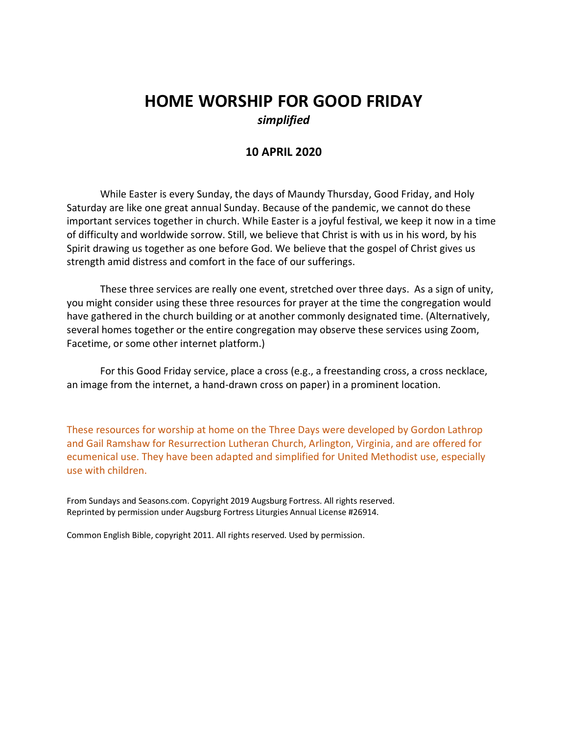# HOME WORSHIP FOR GOOD FRIDAY

***simplified***

**10 APRIL 2020**

While Easter is every Sunday, the days of Maundy Thursday, Good Friday, and Holy Saturday are like one great annual Sunday. Because of the pandemic, we cannot do these important services together in church. While Easter is a joyful festival, we keep it now in a time of difficulty and worldwide sorrow. Still, we believe that Christ is with us in his word, by his Spirit drawing us together as one before God. We believe that the gospel of Christ gives us strength amid distress and comfort in the face of our sufferings.

These three services are really one event, stretched over three days. As a sign of unity, you might consider using these three resources for prayer at the time the congregation would have gathered in the church building or at another commonly designated time. (Alternatively, several homes together or the entire congregation may observe these services using Zoom, Facetime, or some other internet platform.)

For this Good Friday service, place a cross (e.g., a freestanding cross, a cross necklace, an image from the internet, a hand-drawn cross on paper) in a prominent location.

These resources for worship at home on the Three Days were developed by Gordon Lathrop and Gail Ramshaw for Resurrection Lutheran Church, Arlington, Virginia, and are offered for ecumenical use. They have been adapted and simplified for United Methodist use, especially use with children.

From Sundays and Seasons.com. Copyright 2019 Augsburg Fortress. All rights reserved.
Reprinted by permission under Augsburg Fortress Liturgies Annual License #26914.

Common English Bible, copyright 2011. All rights reserved. Used by permission.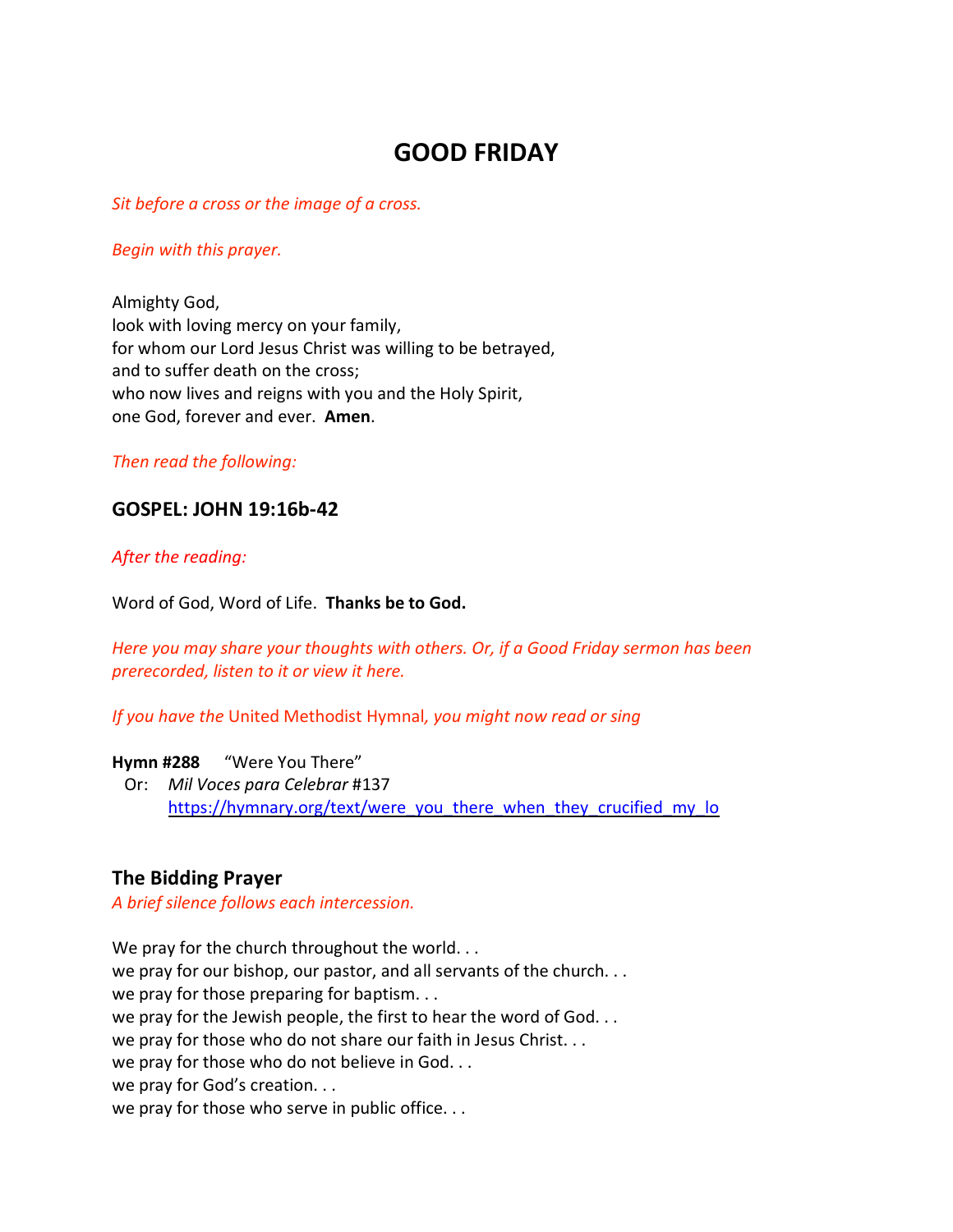# GOOD FRIDAY

*Sit before a cross or the image of a cross.*

*Begin with this prayer.*

Almighty God,
look with loving mercy on your family,
for whom our Lord Jesus Christ was willing to be betrayed,
and to suffer death on the cross;
who now lives and reigns with you and the Holy Spirit,
one God, forever and ever. **Amen**.

*Then read the following:*

### GOSPEL: JOHN 19:16b-42

*After the reading:*

Word of God, Word of Life. **Thanks be to God.**

*Here you may share your thoughts with others. Or, if a Good Friday sermon has been prerecorded, listen to it or view it here.*

*If you have the* United Methodist Hymnal*, you might now read or sing*

**Hymn #288** "Were You There"
Or: *Mil Voces para Celebrar* #137
https://hymnary.org/text/were_you_there_when_they_crucified_my_lo

## The Bidding Prayer

*A brief silence follows each intercession.*

We pray for the church throughout the world. . .
we pray for our bishop, our pastor, and all servants of the church. . .
we pray for those preparing for baptism. . .
we pray for the Jewish people, the first to hear the word of God. . .
we pray for those who do not share our faith in Jesus Christ. . .
we pray for those who do not believe in God. . .
we pray for God's creation. . .
we pray for those who serve in public office. . .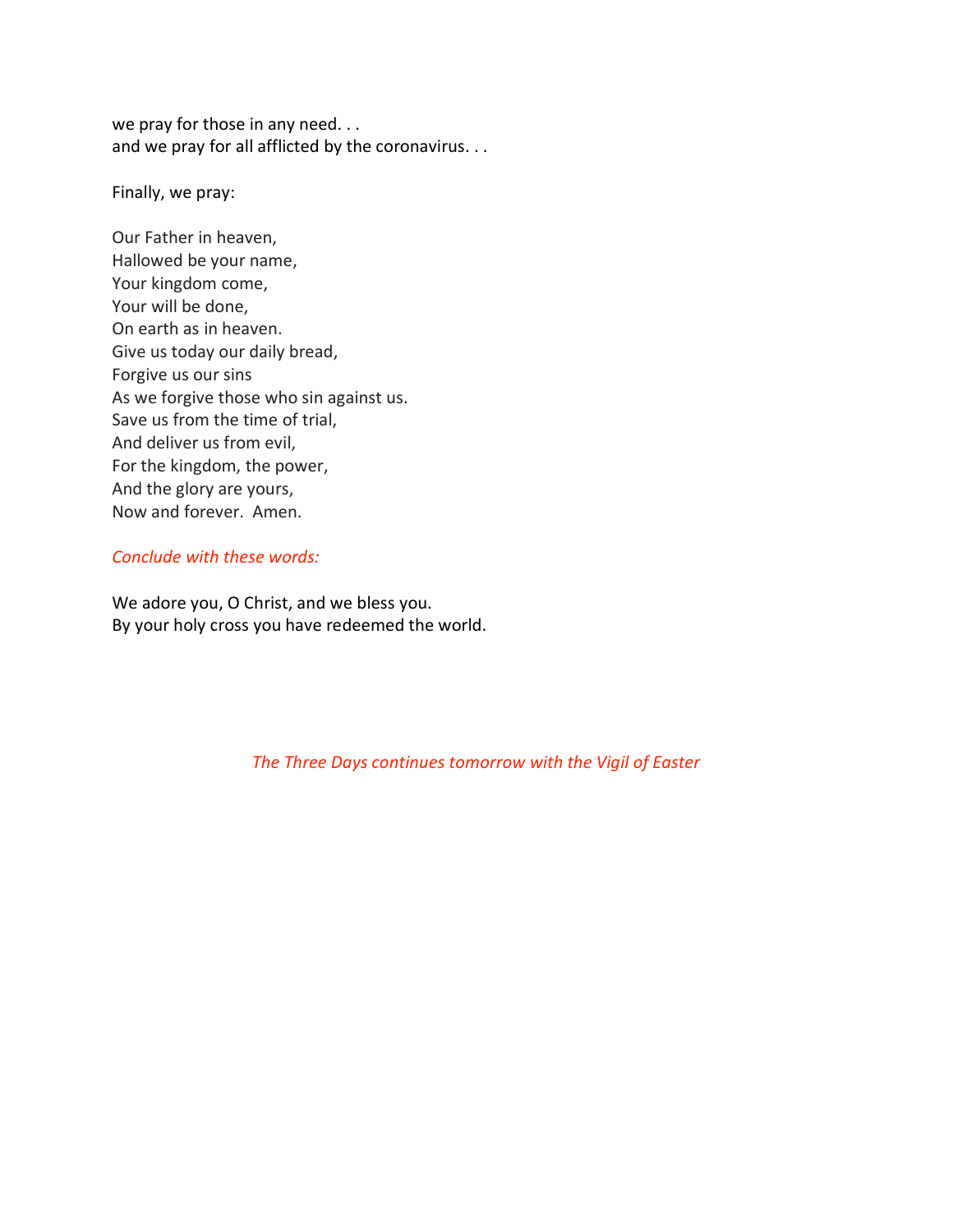we pray for those in any need. . .  
and we pray for all afflicted by the coronavirus. . .

Finally, we pray:

Our Father in heaven,  
Hallowed be your name,  
Your kingdom come,  
Your will be done,  
On earth as in heaven.  
Give us today our daily bread,  
Forgive us our sins  
As we forgive those who sin against us.  
Save us from the time of trial,  
And deliver us from evil,  
For the kingdom, the power,  
And the glory are yours,  
Now and forever. Amen.

*Conclude with these words:*

We adore you, O Christ, and we bless you.  
By your holy cross you have redeemed the world.

*The Three Days continues tomorrow with the Vigil of Easter*